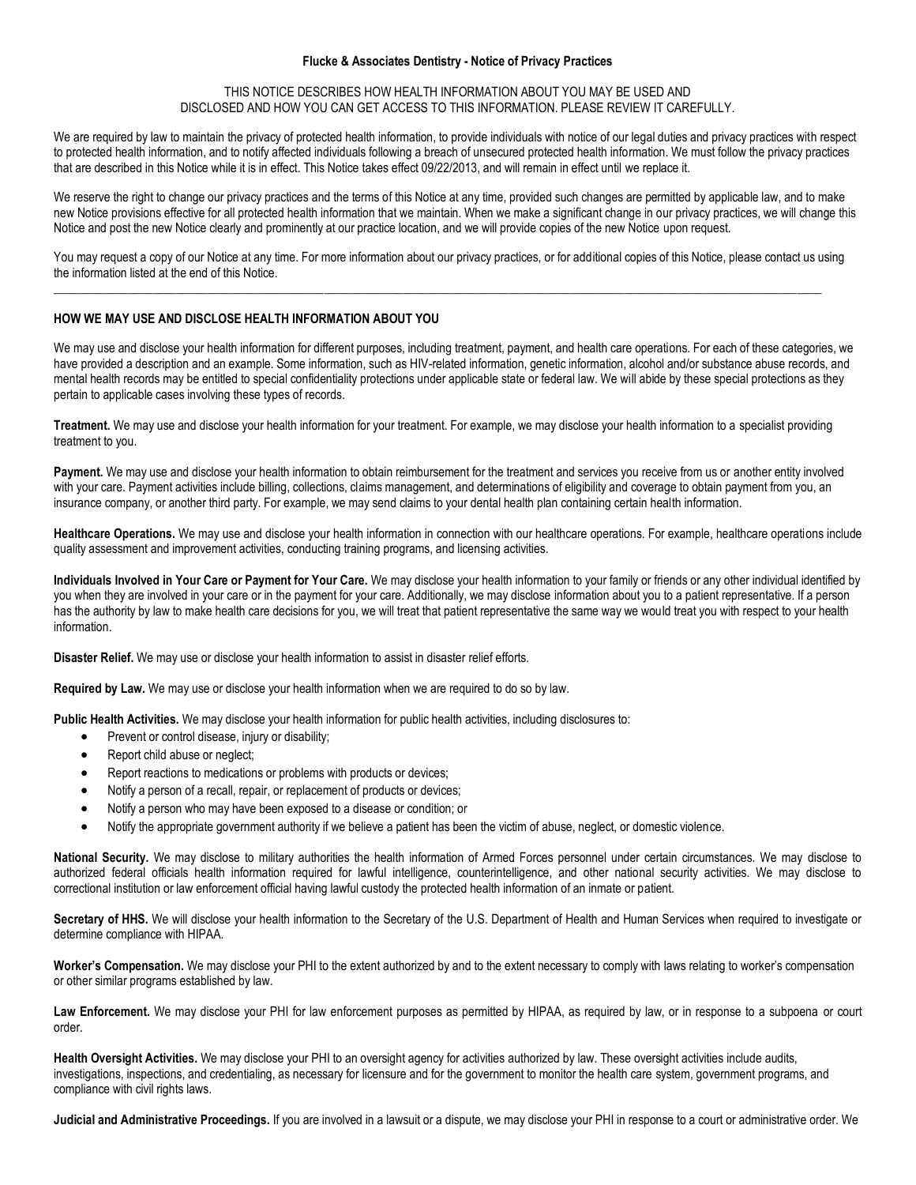# Flucke & Associates Dentistry - Notice of Privacy Practices

THIS NOTICE DESCRIBES HOW HEALTH INFORMATION ABOUT YOU MAY BE USED AND DISCLOSED AND HOW YOU CAN GET ACCESS TO THIS INFORMATION. PLEASE REVIEW IT CAREFULLY.

We are required by law to maintain the privacy of protected health information, to provide individuals with notice of our legal duties and privacy practices with respect to protected health information, and to notify affected individuals following a breach of unsecured protected health information. We must follow the privacy practices that are described in this Notice while it is in effect. This Notice takes effect 09/22/2013, and will remain in effect until we replace it.

We reserve the right to change our privacy practices and the terms of this Notice at any time, provided such changes are permitted by applicable law, and to make new Notice provisions effective for all protected health information that we maintain. When we make a significant change in our privacy practices, we will change this Notice and post the new Notice clearly and prominently at our practice location, and we will provide copies of the new Notice upon request.

You may request a copy of our Notice at any time. For more information about our privacy practices, or for additional copies of this Notice, please contact us using the information listed at the end of this Notice.

---

## HOW WE MAY USE AND DISCLOSE HEALTH INFORMATION ABOUT YOU

We may use and disclose your health information for different purposes, including treatment, payment, and health care operations. For each of these categories, we have provided a description and an example. Some information, such as HIV-related information, genetic information, alcohol and/or substance abuse records, and mental health records may be entitled to special confidentiality protections under applicable state or federal law. We will abide by these special protections as they pertain to applicable cases involving these types of records.

**Treatment.** We may use and disclose your health information for your treatment. For example, we may disclose your health information to a specialist providing treatment to you.

**Payment.** We may use and disclose your health information to obtain reimbursement for the treatment and services you receive from us or another entity involved with your care. Payment activities include billing, collections, claims management, and determinations of eligibility and coverage to obtain payment from you, an insurance company, or another third party. For example, we may send claims to your dental health plan containing certain health information.

**Healthcare Operations.** We may use and disclose your health information in connection with our healthcare operations. For example, healthcare operations include quality assessment and improvement activities, conducting training programs, and licensing activities.

**Individuals Involved in Your Care or Payment for Your Care.** We may disclose your health information to your family or friends or any other individual identified by you when they are involved in your care or in the payment for your care. Additionally, we may disclose information about you to a patient representative. If a person has the authority by law to make health care decisions for you, we will treat that patient representative the same way we would treat you with respect to your health information.

**Disaster Relief.** We may use or disclose your health information to assist in disaster relief efforts.

**Required by Law.** We may use or disclose your health information when we are required to do so by law.

**Public Health Activities.** We may disclose your health information for public health activities, including disclosures to:

- Prevent or control disease, injury or disability;
- Report child abuse or neglect;
- Report reactions to medications or problems with products or devices;
- Notify a person of a recall, repair, or replacement of products or devices;
- Notify a person who may have been exposed to a disease or condition; or
- Notify the appropriate government authority if we believe a patient has been the victim of abuse, neglect, or domestic violence.

**National Security.** We may disclose to military authorities the health information of Armed Forces personnel under certain circumstances. We may disclose to authorized federal officials health information required for lawful intelligence, counterintelligence, and other national security activities. We may disclose to correctional institution or law enforcement official having lawful custody the protected health information of an inmate or patient.

**Secretary of HHS.** We will disclose your health information to the Secretary of the U.S. Department of Health and Human Services when required to investigate or determine compliance with HIPAA.

**Worker's Compensation.** We may disclose your PHI to the extent authorized by and to the extent necessary to comply with laws relating to worker's compensation or other similar programs established by law.

**Law Enforcement.** We may disclose your PHI for law enforcement purposes as permitted by HIPAA, as required by law, or in response to a subpoena or court order.

**Health Oversight Activities.** We may disclose your PHI to an oversight agency for activities authorized by law. These oversight activities include audits, investigations, inspections, and credentialing, as necessary for licensure and for the government to monitor the health care system, government programs, and compliance with civil rights laws.

**Judicial and Administrative Proceedings.** If you are involved in a lawsuit or a dispute, we may disclose your PHI in response to a court or administrative order. We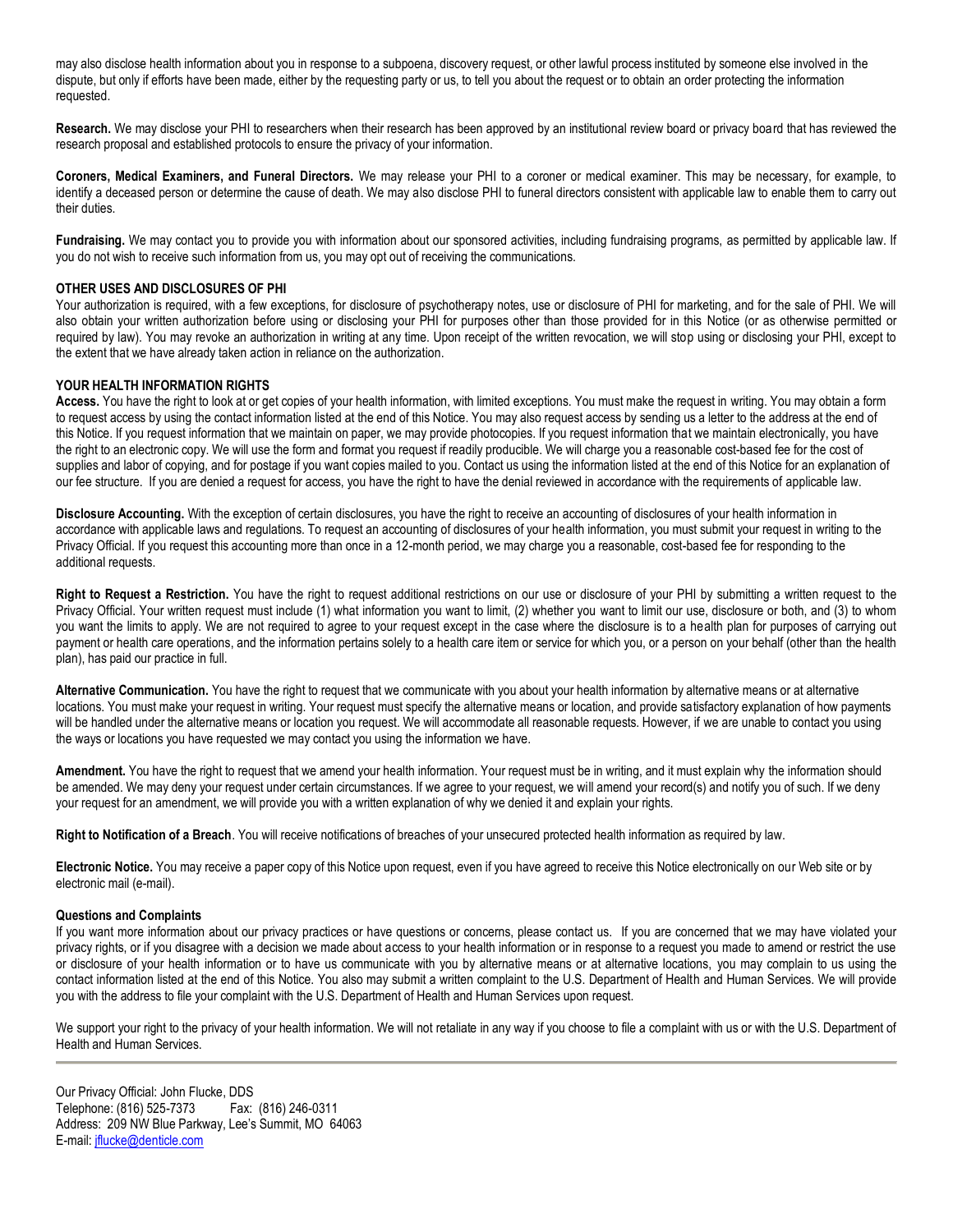may also disclose health information about you in response to a subpoena, discovery request, or other lawful process instituted by someone else involved in the dispute, but only if efforts have been made, either by the requesting party or us, to tell you about the request or to obtain an order protecting the information requested.

**Research.** We may disclose your PHI to researchers when their research has been approved by an institutional review board or privacy board that has reviewed the research proposal and established protocols to ensure the privacy of your information.

**Coroners, Medical Examiners, and Funeral Directors.** We may release your PHI to a coroner or medical examiner. This may be necessary, for example, to identify a deceased person or determine the cause of death. We may also disclose PHI to funeral directors consistent with applicable law to enable them to carry out their duties.

**Fundraising.** We may contact you to provide you with information about our sponsored activities, including fundraising programs, as permitted by applicable law. If you do not wish to receive such information from us, you may opt out of receiving the communications.

**OTHER USES AND DISCLOSURES OF PHI**

Your authorization is required, with a few exceptions, for disclosure of psychotherapy notes, use or disclosure of PHI for marketing, and for the sale of PHI. We will also obtain your written authorization before using or disclosing your PHI for purposes other than those provided for in this Notice (or as otherwise permitted or required by law). You may revoke an authorization in writing at any time. Upon receipt of the written revocation, we will stop using or disclosing your PHI, except to the extent that we have already taken action in reliance on the authorization.

**YOUR HEALTH INFORMATION RIGHTS**

**Access.** You have the right to look at or get copies of your health information, with limited exceptions. You must make the request in writing. You may obtain a form to request access by using the contact information listed at the end of this Notice. You may also request access by sending us a letter to the address at the end of this Notice. If you request information that we maintain on paper, we may provide photocopies. If you request information that we maintain electronically, you have the right to an electronic copy. We will use the form and format you request if readily producible. We will charge you a reasonable cost-based fee for the cost of supplies and labor of copying, and for postage if you want copies mailed to you. Contact us using the information listed at the end of this Notice for an explanation of our fee structure. If you are denied a request for access, you have the right to have the denial reviewed in accordance with the requirements of applicable law.

**Disclosure Accounting.** With the exception of certain disclosures, you have the right to receive an accounting of disclosures of your health information in accordance with applicable laws and regulations. To request an accounting of disclosures of your health information, you must submit your request in writing to the Privacy Official. If you request this accounting more than once in a 12-month period, we may charge you a reasonable, cost-based fee for responding to the additional requests.

**Right to Request a Restriction.** You have the right to request additional restrictions on our use or disclosure of your PHI by submitting a written request to the Privacy Official. Your written request must include (1) what information you want to limit, (2) whether you want to limit our use, disclosure or both, and (3) to whom you want the limits to apply. We are not required to agree to your request except in the case where the disclosure is to a health plan for purposes of carrying out payment or health care operations, and the information pertains solely to a health care item or service for which you, or a person on your behalf (other than the health plan), has paid our practice in full.

**Alternative Communication.** You have the right to request that we communicate with you about your health information by alternative means or at alternative locations. You must make your request in writing. Your request must specify the alternative means or location, and provide satisfactory explanation of how payments will be handled under the alternative means or location you request. We will accommodate all reasonable requests. However, if we are unable to contact you using the ways or locations you have requested we may contact you using the information we have.

**Amendment.** You have the right to request that we amend your health information. Your request must be in writing, and it must explain why the information should be amended. We may deny your request under certain circumstances. If we agree to your request, we will amend your record(s) and notify you of such. If we deny your request for an amendment, we will provide you with a written explanation of why we denied it and explain your rights.

**Right to Notification of a Breach**. You will receive notifications of breaches of your unsecured protected health information as required by law.

**Electronic Notice.** You may receive a paper copy of this Notice upon request, even if you have agreed to receive this Notice electronically on our Web site or by electronic mail (e-mail).

**Questions and Complaints**

If you want more information about our privacy practices or have questions or concerns, please contact us. If you are concerned that we may have violated your privacy rights, or if you disagree with a decision we made about access to your health information or in response to a request you made to amend or restrict the use or disclosure of your health information or to have us communicate with you by alternative means or at alternative locations, you may complain to us using the contact information listed at the end of this Notice. You also may submit a written complaint to the U.S. Department of Health and Human Services. We will provide you with the address to file your complaint with the U.S. Department of Health and Human Services upon request.

We support your right to the privacy of your health information. We will not retaliate in any way if you choose to file a complaint with us or with the U.S. Department of Health and Human Services.

---

Our Privacy Official: John Flucke, DDS
Telephone: (816) 525-7373 Fax: (816) 246-0311
Address: 209 NW Blue Parkway, Lee's Summit, MO 64063
E-mail: jflucke@denticle.com